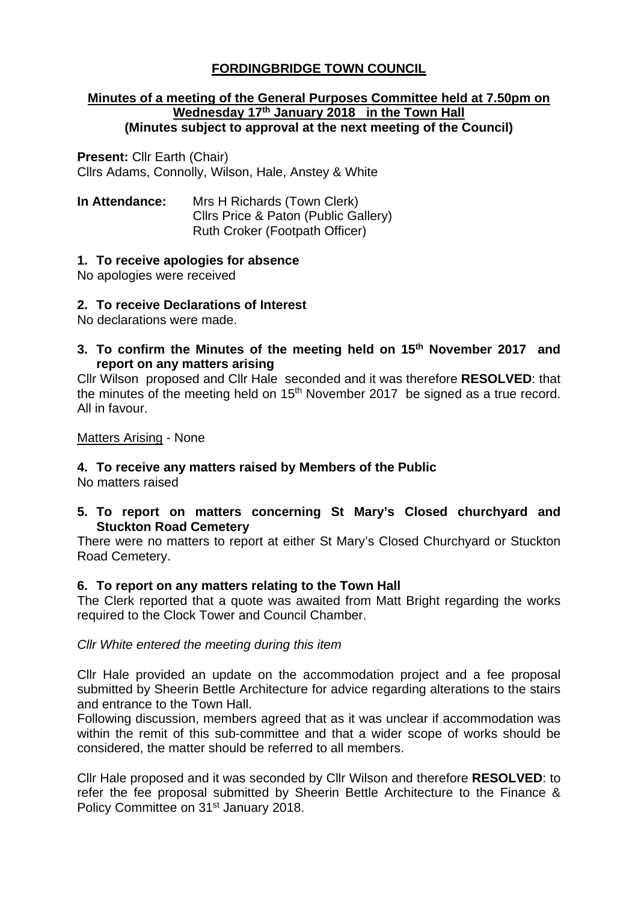# FORDINGBRIDGE TOWN COUNCIL

## Minutes of a meeting of the General Purposes Committee held at 7.50pm on Wednesday 17th January 2018 in the Town Hall

**(Minutes subject to approval at the next meeting of the Council)**

**Present:** Cllr Earth (Chair)
Cllrs Adams, Connolly, Wilson, Hale, Anstey & White

**In Attendance:** Mrs H Richards (Town Clerk)
Cllrs Price & Paton (Public Gallery)
Ruth Croker (Footpath Officer)

### 1. To receive apologies for absence

No apologies were received

### 2. To receive Declarations of Interest

No declarations were made.

### 3. To confirm the Minutes of the meeting held on 15th November 2017 and report on any matters arising

Cllr Wilson proposed and Cllr Hale seconded and it was therefore **RESOLVED**: that the minutes of the meeting held on 15th November 2017 be signed as a true record. All in favour.

Matters Arising - None

### 4. To receive any matters raised by Members of the Public

No matters raised

### 5. To report on matters concerning St Mary's Closed churchyard and Stuckton Road Cemetery

There were no matters to report at either St Mary's Closed Churchyard or Stuckton Road Cemetery.

### 6. To report on any matters relating to the Town Hall

The Clerk reported that a quote was awaited from Matt Bright regarding the works required to the Clock Tower and Council Chamber.

*Cllr White entered the meeting during this item*

Cllr Hale provided an update on the accommodation project and a fee proposal submitted by Sheerin Bettle Architecture for advice regarding alterations to the stairs and entrance to the Town Hall.
Following discussion, members agreed that as it was unclear if accommodation was within the remit of this sub-committee and that a wider scope of works should be considered, the matter should be referred to all members.

Cllr Hale proposed and it was seconded by Cllr Wilson and therefore **RESOLVED**: to refer the fee proposal submitted by Sheerin Bettle Architecture to the Finance & Policy Committee on 31st January 2018.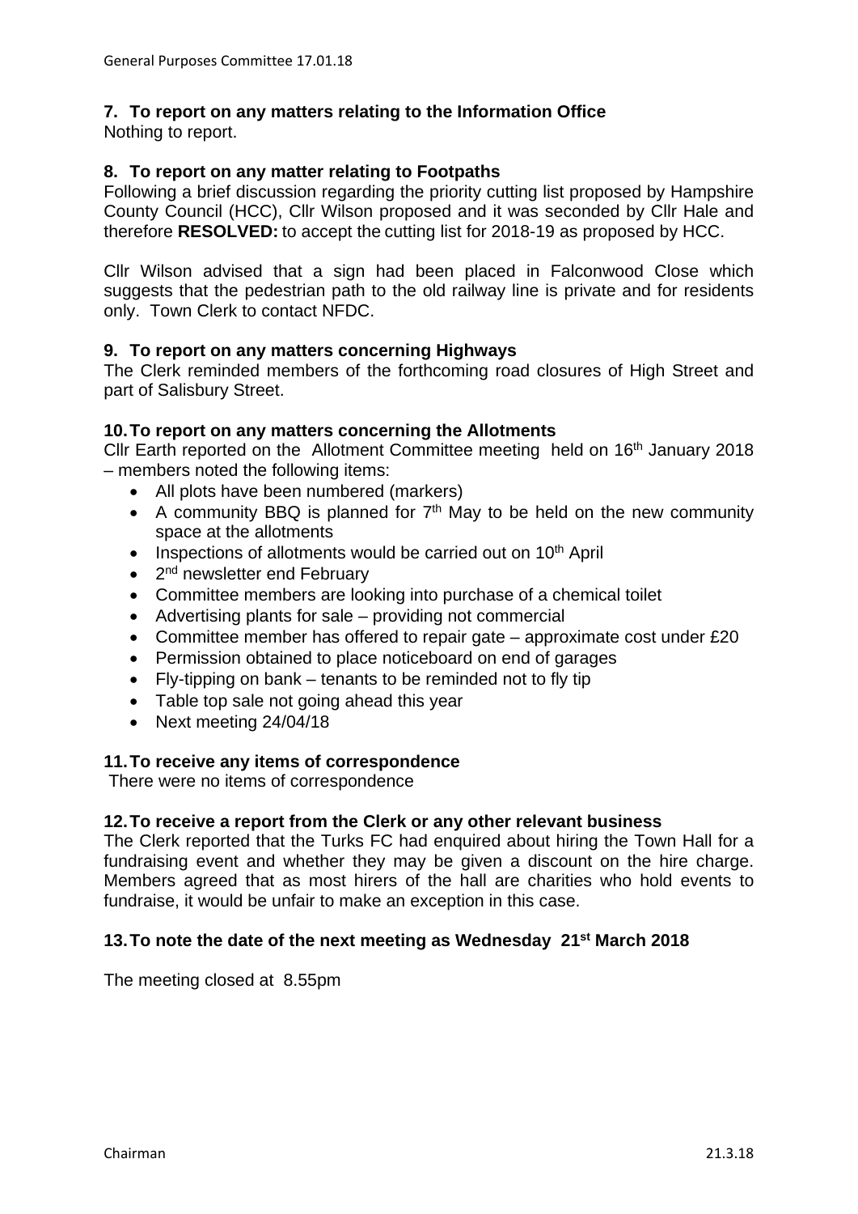**7. To report on any matters relating to the Information Office**

Nothing to report.

**8. To report on any matter relating to Footpaths**

Following a brief discussion regarding the priority cutting list proposed by Hampshire County Council (HCC), Cllr Wilson proposed and it was seconded by Cllr Hale and therefore **RESOLVED:** to accept the cutting list for 2018-19 as proposed by HCC.

Cllr Wilson advised that a sign had been placed in Falconwood Close which suggests that the pedestrian path to the old railway line is private and for residents only. Town Clerk to contact NFDC.

**9. To report on any matters concerning Highways**

The Clerk reminded members of the forthcoming road closures of High Street and part of Salisbury Street.

**10. To report on any matters concerning the Allotments**

Cllr Earth reported on the Allotment Committee meeting held on 16th January 2018 – members noted the following items:

- All plots have been numbered (markers)
- A community BBQ is planned for 7th May to be held on the new community space at the allotments
- Inspections of allotments would be carried out on 10th April
- 2nd newsletter end February
- Committee members are looking into purchase of a chemical toilet
- Advertising plants for sale – providing not commercial
- Committee member has offered to repair gate – approximate cost under £20
- Permission obtained to place noticeboard on end of garages
- Fly-tipping on bank – tenants to be reminded not to fly tip
- Table top sale not going ahead this year
- Next meeting 24/04/18

**11. To receive any items of correspondence**

There were no items of correspondence

**12. To receive a report from the Clerk or any other relevant business**

The Clerk reported that the Turks FC had enquired about hiring the Town Hall for a fundraising event and whether they may be given a discount on the hire charge. Members agreed that as most hirers of the hall are charities who hold events to fundraise, it would be unfair to make an exception in this case.

**13. To note the date of the next meeting as Wednesday 21st March 2018**

The meeting closed at 8.55pm

Chairman 21.3.18